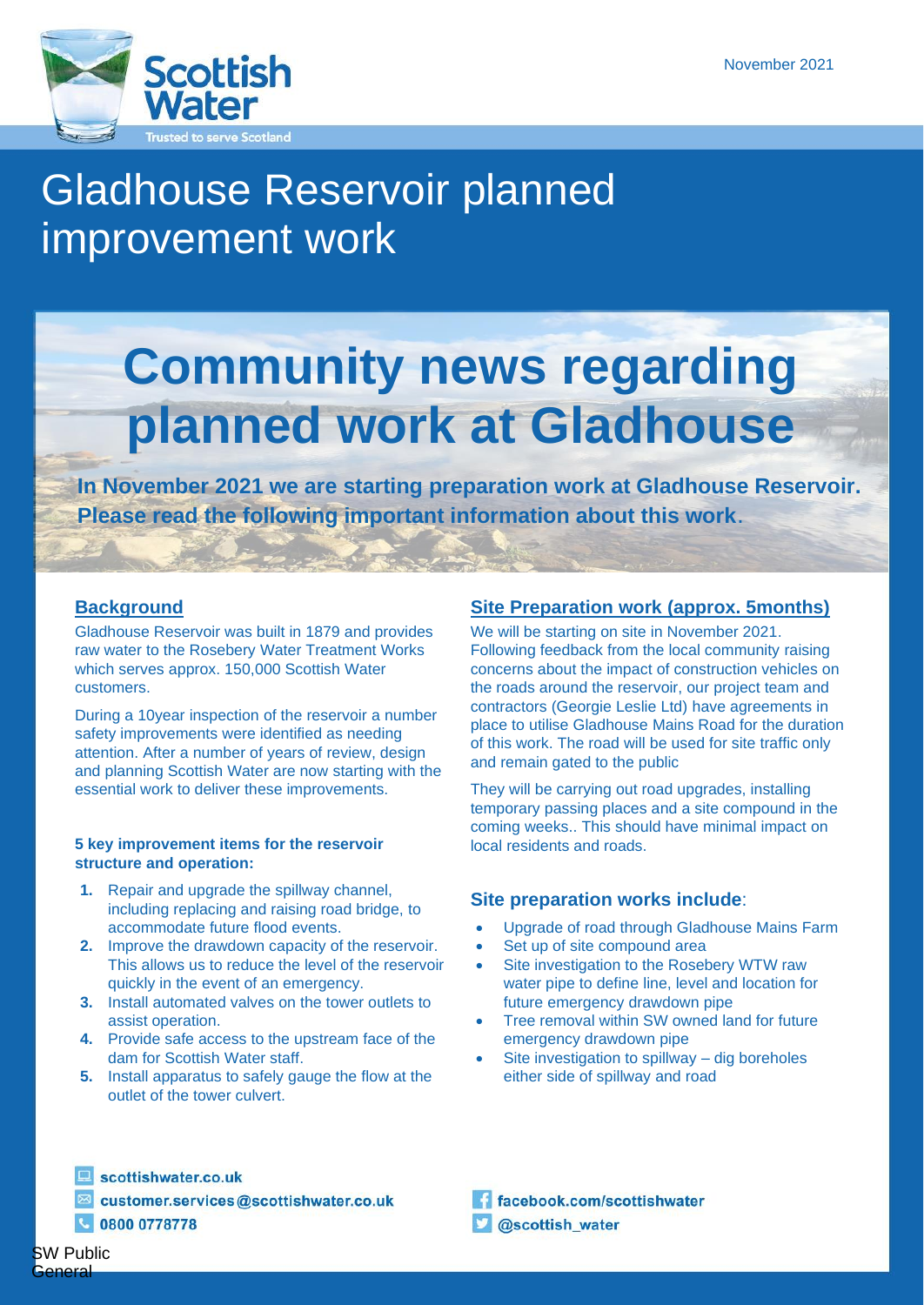November 2021

# Gladhouse Reservoir planned improvement work

## Community news regarding planned work at Gladhouse

**In November 2021 we are starting preparation work at Gladhouse Reservoir. Please read the following important information about this work.**

### Background

Gladhouse Reservoir was built in 1879 and provides raw water to the Rosebery Water Treatment Works which serves approx. 150,000 Scottish Water customers.

During a 10year inspection of the reservoir a number safety improvements were identified as needing attention. After a number of years of review, design and planning Scottish Water are now starting with the essential work to deliver these improvements.

**5 key improvement items for the reservoir structure and operation:**

1. Repair and upgrade the spillway channel, including replacing and raising road bridge, to accommodate future flood events.
2. Improve the drawdown capacity of the reservoir. This allows us to reduce the level of the reservoir quickly in the event of an emergency.
3. Install automated valves on the tower outlets to assist operation.
4. Provide safe access to the upstream face of the dam for Scottish Water staff.
5. Install apparatus to safely gauge the flow at the outlet of the tower culvert.

### Site Preparation work (approx. 5months)

We will be starting on site in November 2021. Following feedback from the local community raising concerns about the impact of construction vehicles on the roads around the reservoir, our project team and contractors (Georgie Leslie Ltd) have agreements in place to utilise Gladhouse Mains Road for the duration of this work. The road will be used for site traffic only and remain gated to the public

They will be carrying out road upgrades, installing temporary passing places and a site compound in the coming weeks.. This should have minimal impact on local residents and roads.

### Site preparation works include:

- Upgrade of road through Gladhouse Mains Farm
- Set up of site compound area
- Site investigation to the Rosebery WTW raw water pipe to define line, level and location for future emergency drawdown pipe
- Tree removal within SW owned land for future emergency drawdown pipe
- Site investigation to spillway – dig boreholes either side of spillway and road

scottishwater.co.uk
customer.services@scottishwater.co.uk
0800 0778778
facebook.com/scottishwater
@scottish_water

SW Public
General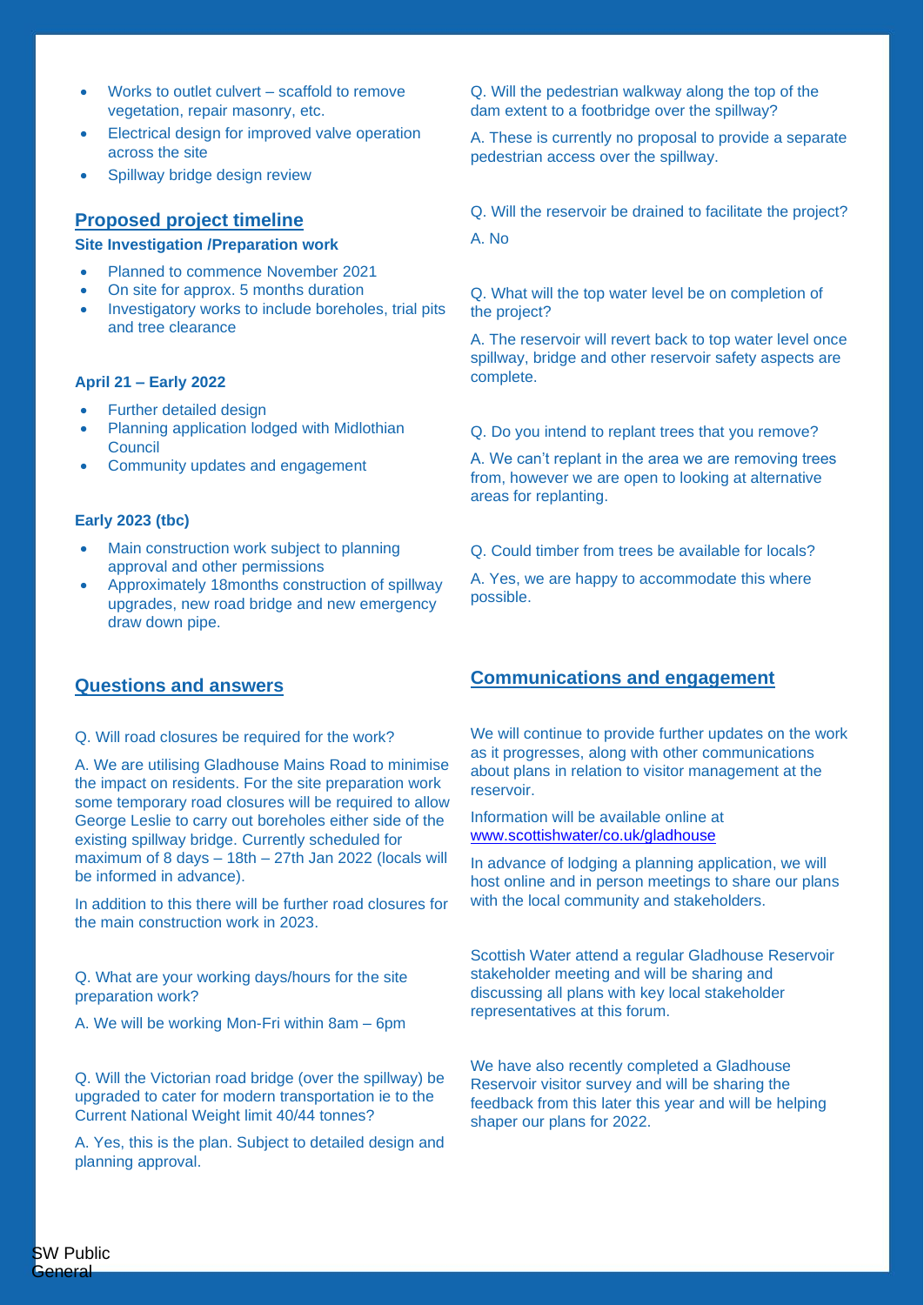- Works to outlet culvert – scaffold to remove vegetation, repair masonry, etc.
- Electrical design for improved valve operation across the site
- Spillway bridge design review

## Proposed project timeline

**Site Investigation /Preparation work**

- Planned to commence November 2021
- On site for approx. 5 months duration
- Investigatory works to include boreholes, trial pits and tree clearance

**April 21 – Early 2022**

- Further detailed design
- Planning application lodged with Midlothian Council
- Community updates and engagement

**Early 2023 (tbc)**

- Main construction work subject to planning approval and other permissions
- Approximately 18months construction of spillway upgrades, new road bridge and new emergency draw down pipe.

## Questions and answers

Q. Will road closures be required for the work?

A. We are utilising Gladhouse Mains Road to minimise the impact on residents. For the site preparation work some temporary road closures will be required to allow George Leslie to carry out boreholes either side of the existing spillway bridge. Currently scheduled for maximum of 8 days – 18th – 27th Jan 2022 (locals will be informed in advance).

In addition to this there will be further road closures for the main construction work in 2023.

Q. What are your working days/hours for the site preparation work?

A. We will be working Mon-Fri within 8am – 6pm

Q. Will the Victorian road bridge (over the spillway) be upgraded to cater for modern transportation ie to the Current National Weight limit 40/44 tonnes?

A. Yes, this is the plan. Subject to detailed design and planning approval.

Q. Will the pedestrian walkway along the top of the dam extent to a footbridge over the spillway?

A. These is currently no proposal to provide a separate pedestrian access over the spillway.

Q. Will the reservoir be drained to facilitate the project?

A. No

Q. What will the top water level be on completion of the project?

A. The reservoir will revert back to top water level once spillway, bridge and other reservoir safety aspects are complete.

Q. Do you intend to replant trees that you remove?

A. We can't replant in the area we are removing trees from, however we are open to looking at alternative areas for replanting.

Q. Could timber from trees be available for locals?

A. Yes, we are happy to accommodate this where possible.

## Communications and engagement

We will continue to provide further updates on the work as it progresses, along with other communications about plans in relation to visitor management at the reservoir.

Information will be available online at [www.scottishwater/co.uk/gladhouse](www.scottishwater/co.uk/gladhouse)

In advance of lodging a planning application, we will host online and in person meetings to share our plans with the local community and stakeholders.

Scottish Water attend a regular Gladhouse Reservoir stakeholder meeting and will be sharing and discussing all plans with key local stakeholder representatives at this forum.

We have also recently completed a Gladhouse Reservoir visitor survey and will be sharing the feedback from this later this year and will be helping shaper our plans for 2022.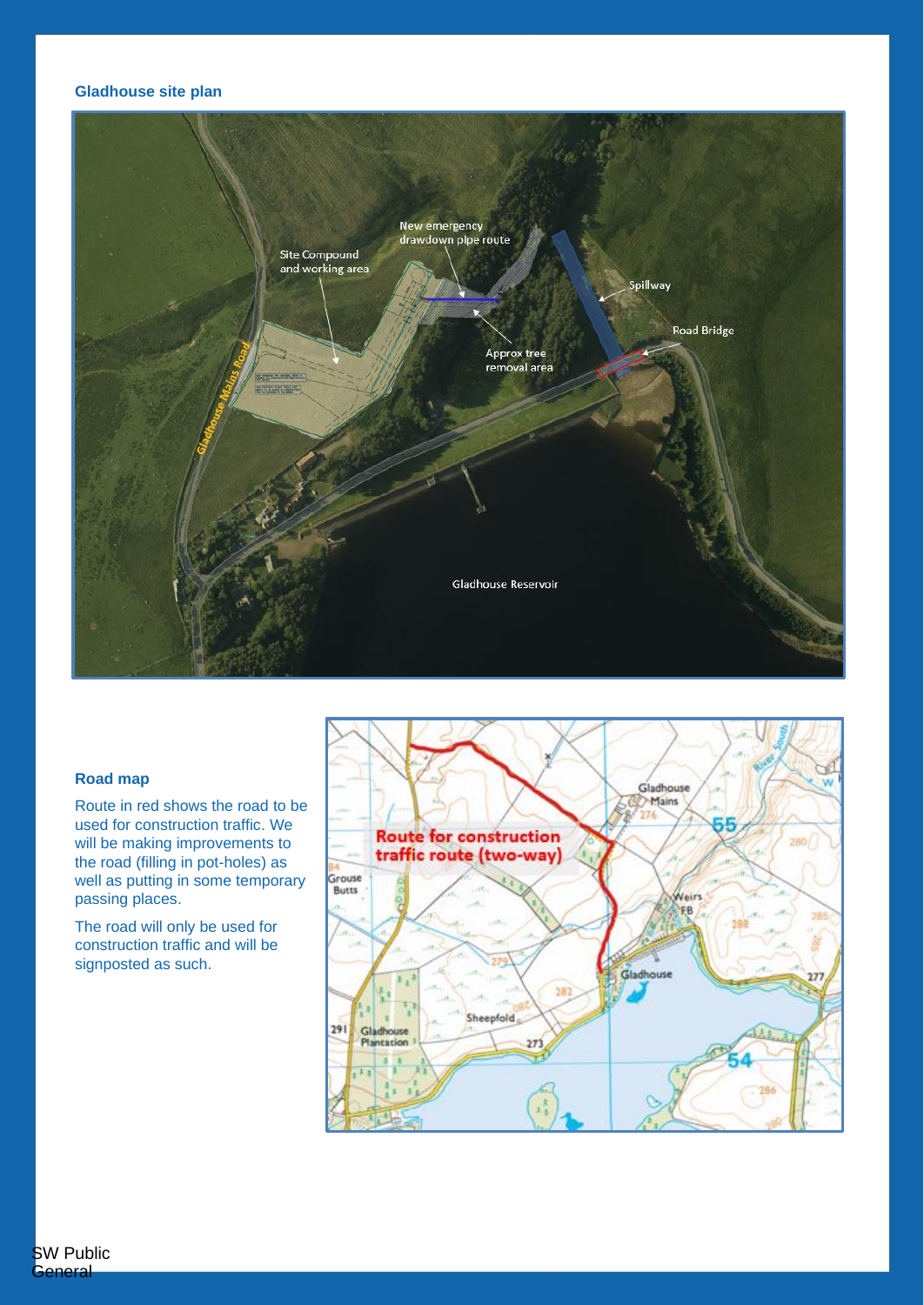### Gladhouse site plan

New emergency drawdown pipe route

Site Compound and working area

Spillway

Road Bridge

Approx tree removal area

Gladhouse Mains Road

Gladhouse Reservoir

### Road map

Route in red shows the road to be used for construction traffic. We will be making improvements to the road (filling in pot-holes) as well as putting in some temporary passing places.

The road will only be used for construction traffic and will be signposted as such.

Route for construction traffic route (two-way)

Gladhouse Mains

Grouse Butts

Weirs FB

Gladhouse

Sheepfold

Gladhouse Plantation

River South

55

54

SW Public General